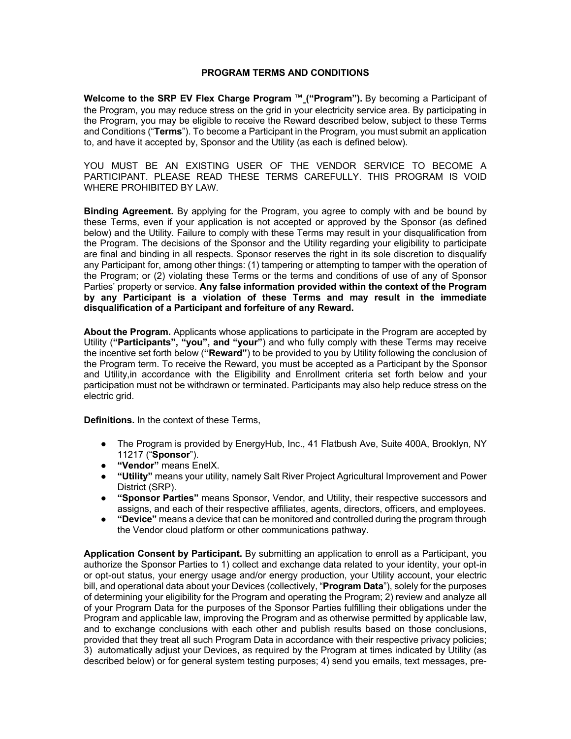# PROGRAM TERMS AND CONDITIONS

**Welcome to the SRP EV Flex Charge Program ™ ("Program").** By becoming a Participant of the Program, you may reduce stress on the grid in your electricity service area. By participating in the Program, you may be eligible to receive the Reward described below, subject to these Terms and Conditions ("**Terms**"). To become a Participant in the Program, you must submit an application to, and have it accepted by, Sponsor and the Utility (as each is defined below).

YOU MUST BE AN EXISTING USER OF THE VENDOR SERVICE TO BECOME A PARTICIPANT. PLEASE READ THESE TERMS CAREFULLY. THIS PROGRAM IS VOID WHERE PROHIBITED BY LAW.

**Binding Agreement.** By applying for the Program, you agree to comply with and be bound by these Terms, even if your application is not accepted or approved by the Sponsor (as defined below) and the Utility. Failure to comply with these Terms may result in your disqualification from the Program. The decisions of the Sponsor and the Utility regarding your eligibility to participate are final and binding in all respects. Sponsor reserves the right in its sole discretion to disqualify any Participant for, among other things: (1) tampering or attempting to tamper with the operation of the Program; or (2) violating these Terms or the terms and conditions of use of any of Sponsor Parties' property or service. **Any false information provided within the context of the Program by any Participant is a violation of these Terms and may result in the immediate disqualification of a Participant and forfeiture of any Reward.**

**About the Program.** Applicants whose applications to participate in the Program are accepted by Utility (**"Participants", "you", and "your"**) and who fully comply with these Terms may receive the incentive set forth below (**"Reward"**) to be provided to you by Utility following the conclusion of the Program term. To receive the Reward, you must be accepted as a Participant by the Sponsor and Utility,in accordance with the Eligibility and Enrollment criteria set forth below and your participation must not be withdrawn or terminated. Participants may also help reduce stress on the electric grid.

**Definitions.** In the context of these Terms,

- The Program is provided by EnergyHub, Inc., 41 Flatbush Ave, Suite 400A, Brooklyn, NY 11217 ("**Sponsor**").
- **"Vendor"** means EnelX.
- **"Utility"** means your utility, namely Salt River Project Agricultural Improvement and Power District (SRP).
- **"Sponsor Parties"** means Sponsor, Vendor, and Utility, their respective successors and assigns, and each of their respective affiliates, agents, directors, officers, and employees.
- **"Device"** means a device that can be monitored and controlled during the program through the Vendor cloud platform or other communications pathway.

**Application Consent by Participant.** By submitting an application to enroll as a Participant, you authorize the Sponsor Parties to 1) collect and exchange data related to your identity, your opt-in or opt-out status, your energy usage and/or energy production, your Utility account, your electric bill, and operational data about your Devices (collectively, "**Program Data**"), solely for the purposes of determining your eligibility for the Program and operating the Program; 2) review and analyze all of your Program Data for the purposes of the Sponsor Parties fulfilling their obligations under the Program and applicable law, improving the Program and as otherwise permitted by applicable law, and to exchange conclusions with each other and publish results based on those conclusions, provided that they treat all such Program Data in accordance with their respective privacy policies; 3) automatically adjust your Devices, as required by the Program at times indicated by Utility (as described below) or for general system testing purposes; 4) send you emails, text messages, pre-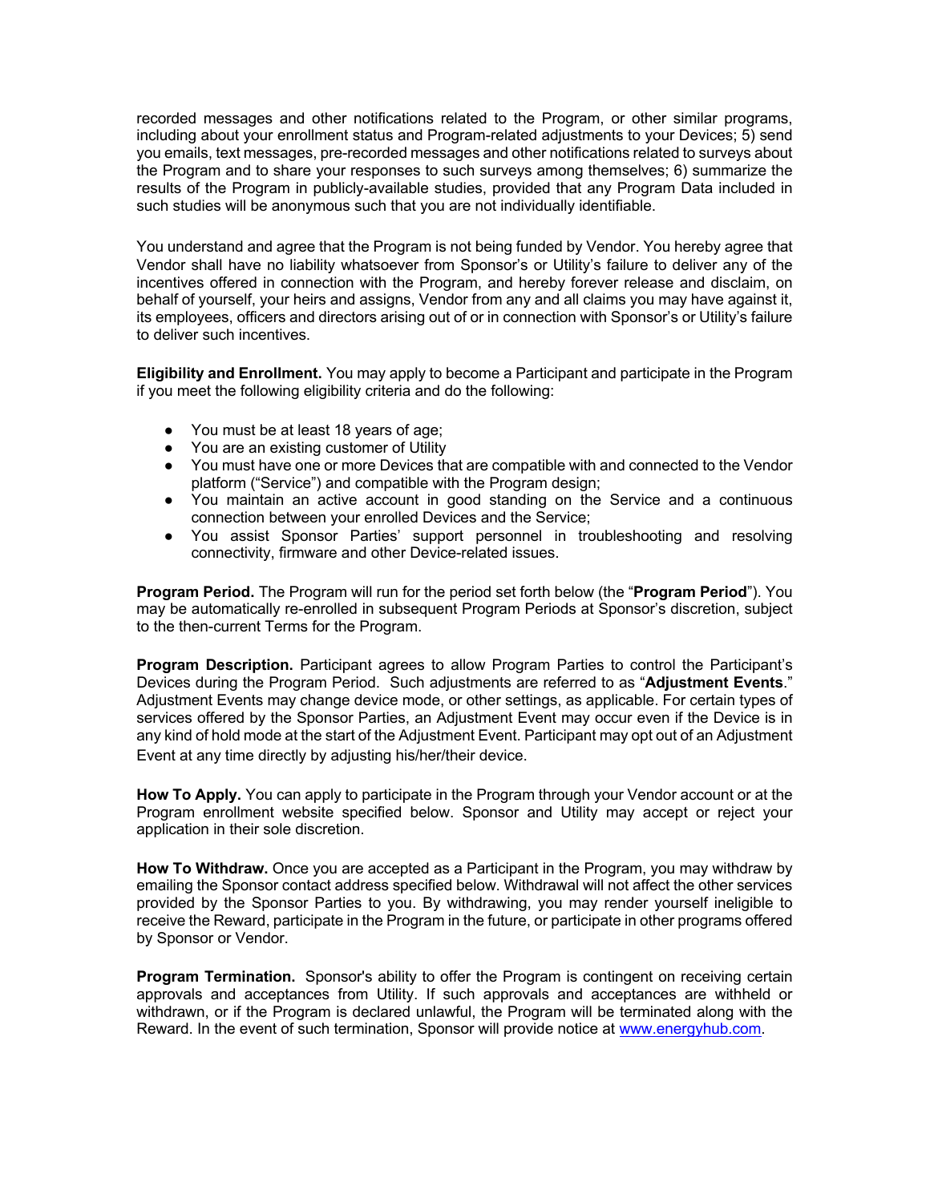recorded messages and other notifications related to the Program, or other similar programs, including about your enrollment status and Program-related adjustments to your Devices; 5) send you emails, text messages, pre-recorded messages and other notifications related to surveys about the Program and to share your responses to such surveys among themselves; 6) summarize the results of the Program in publicly-available studies, provided that any Program Data included in such studies will be anonymous such that you are not individually identifiable.

You understand and agree that the Program is not being funded by Vendor. You hereby agree that Vendor shall have no liability whatsoever from Sponsor's or Utility's failure to deliver any of the incentives offered in connection with the Program, and hereby forever release and disclaim, on behalf of yourself, your heirs and assigns, Vendor from any and all claims you may have against it, its employees, officers and directors arising out of or in connection with Sponsor's or Utility's failure to deliver such incentives.

**Eligibility and Enrollment.** You may apply to become a Participant and participate in the Program if you meet the following eligibility criteria and do the following:

- You must be at least 18 years of age;
- You are an existing customer of Utility
- You must have one or more Devices that are compatible with and connected to the Vendor platform ("Service") and compatible with the Program design;
- You maintain an active account in good standing on the Service and a continuous connection between your enrolled Devices and the Service;
- You assist Sponsor Parties' support personnel in troubleshooting and resolving connectivity, firmware and other Device-related issues.

**Program Period.** The Program will run for the period set forth below (the "**Program Period**"). You may be automatically re-enrolled in subsequent Program Periods at Sponsor's discretion, subject to the then-current Terms for the Program.

**Program Description.** Participant agrees to allow Program Parties to control the Participant's Devices during the Program Period. Such adjustments are referred to as "**Adjustment Events**." Adjustment Events may change device mode, or other settings, as applicable. For certain types of services offered by the Sponsor Parties, an Adjustment Event may occur even if the Device is in any kind of hold mode at the start of the Adjustment Event. Participant may opt out of an Adjustment Event at any time directly by adjusting his/her/their device.

**How To Apply.** You can apply to participate in the Program through your Vendor account or at the Program enrollment website specified below. Sponsor and Utility may accept or reject your application in their sole discretion.

**How To Withdraw.** Once you are accepted as a Participant in the Program, you may withdraw by emailing the Sponsor contact address specified below. Withdrawal will not affect the other services provided by the Sponsor Parties to you. By withdrawing, you may render yourself ineligible to receive the Reward, participate in the Program in the future, or participate in other programs offered by Sponsor or Vendor.

**Program Termination.** Sponsor's ability to offer the Program is contingent on receiving certain approvals and acceptances from Utility. If such approvals and acceptances are withheld or withdrawn, or if the Program is declared unlawful, the Program will be terminated along with the Reward. In the event of such termination, Sponsor will provide notice at [www.energyhub.com](http://www.energyhub.com).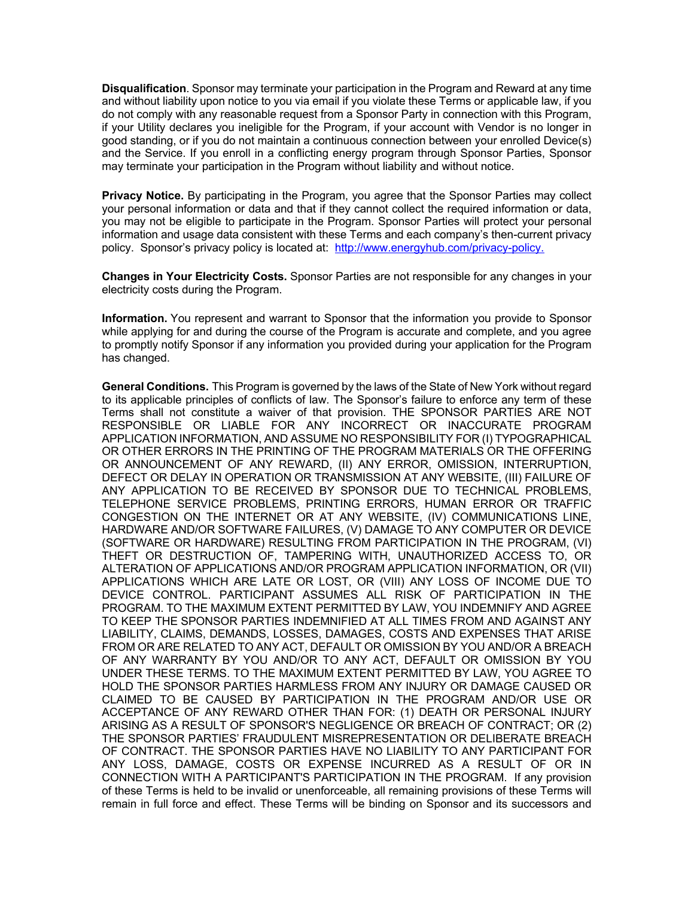**Disqualification**. Sponsor may terminate your participation in the Program and Reward at any time and without liability upon notice to you via email if you violate these Terms or applicable law, if you do not comply with any reasonable request from a Sponsor Party in connection with this Program, if your Utility declares you ineligible for the Program, if your account with Vendor is no longer in good standing, or if you do not maintain a continuous connection between your enrolled Device(s) and the Service. If you enroll in a conflicting energy program through Sponsor Parties, Sponsor may terminate your participation in the Program without liability and without notice.

**Privacy Notice.** By participating in the Program, you agree that the Sponsor Parties may collect your personal information or data and that if they cannot collect the required information or data, you may not be eligible to participate in the Program. Sponsor Parties will protect your personal information and usage data consistent with these Terms and each company's then-current privacy policy. Sponsor's privacy policy is located at: [http://www.energyhub.com/privacy-policy.](http://www.energyhub.com/privacy-policy)

**Changes in Your Electricity Costs.** Sponsor Parties are not responsible for any changes in your electricity costs during the Program.

**Information.** You represent and warrant to Sponsor that the information you provide to Sponsor while applying for and during the course of the Program is accurate and complete, and you agree to promptly notify Sponsor if any information you provided during your application for the Program has changed.

**General Conditions.** This Program is governed by the laws of the State of New York without regard to its applicable principles of conflicts of law. The Sponsor's failure to enforce any term of these Terms shall not constitute a waiver of that provision. THE SPONSOR PARTIES ARE NOT RESPONSIBLE OR LIABLE FOR ANY INCORRECT OR INACCURATE PROGRAM APPLICATION INFORMATION, AND ASSUME NO RESPONSIBILITY FOR (I) TYPOGRAPHICAL OR OTHER ERRORS IN THE PRINTING OF THE PROGRAM MATERIALS OR THE OFFERING OR ANNOUNCEMENT OF ANY REWARD, (II) ANY ERROR, OMISSION, INTERRUPTION, DEFECT OR DELAY IN OPERATION OR TRANSMISSION AT ANY WEBSITE, (III) FAILURE OF ANY APPLICATION TO BE RECEIVED BY SPONSOR DUE TO TECHNICAL PROBLEMS, TELEPHONE SERVICE PROBLEMS, PRINTING ERRORS, HUMAN ERROR OR TRAFFIC CONGESTION ON THE INTERNET OR AT ANY WEBSITE, (IV) COMMUNICATIONS LINE, HARDWARE AND/OR SOFTWARE FAILURES, (V) DAMAGE TO ANY COMPUTER OR DEVICE (SOFTWARE OR HARDWARE) RESULTING FROM PARTICIPATION IN THE PROGRAM, (VI) THEFT OR DESTRUCTION OF, TAMPERING WITH, UNAUTHORIZED ACCESS TO, OR ALTERATION OF APPLICATIONS AND/OR PROGRAM APPLICATION INFORMATION, OR (VII) APPLICATIONS WHICH ARE LATE OR LOST, OR (VIII) ANY LOSS OF INCOME DUE TO DEVICE CONTROL. PARTICIPANT ASSUMES ALL RISK OF PARTICIPATION IN THE PROGRAM. TO THE MAXIMUM EXTENT PERMITTED BY LAW, YOU INDEMNIFY AND AGREE TO KEEP THE SPONSOR PARTIES INDEMNIFIED AT ALL TIMES FROM AND AGAINST ANY LIABILITY, CLAIMS, DEMANDS, LOSSES, DAMAGES, COSTS AND EXPENSES THAT ARISE FROM OR ARE RELATED TO ANY ACT, DEFAULT OR OMISSION BY YOU AND/OR A BREACH OF ANY WARRANTY BY YOU AND/OR TO ANY ACT, DEFAULT OR OMISSION BY YOU UNDER THESE TERMS. TO THE MAXIMUM EXTENT PERMITTED BY LAW, YOU AGREE TO HOLD THE SPONSOR PARTIES HARMLESS FROM ANY INJURY OR DAMAGE CAUSED OR CLAIMED TO BE CAUSED BY PARTICIPATION IN THE PROGRAM AND/OR USE OR ACCEPTANCE OF ANY REWARD OTHER THAN FOR: (1) DEATH OR PERSONAL INJURY ARISING AS A RESULT OF SPONSOR'S NEGLIGENCE OR BREACH OF CONTRACT; OR (2) THE SPONSOR PARTIES' FRAUDULENT MISREPRESENTATION OR DELIBERATE BREACH OF CONTRACT. THE SPONSOR PARTIES HAVE NO LIABILITY TO ANY PARTICIPANT FOR ANY LOSS, DAMAGE, COSTS OR EXPENSE INCURRED AS A RESULT OF OR IN CONNECTION WITH A PARTICIPANT'S PARTICIPATION IN THE PROGRAM. If any provision of these Terms is held to be invalid or unenforceable, all remaining provisions of these Terms will remain in full force and effect. These Terms will be binding on Sponsor and its successors and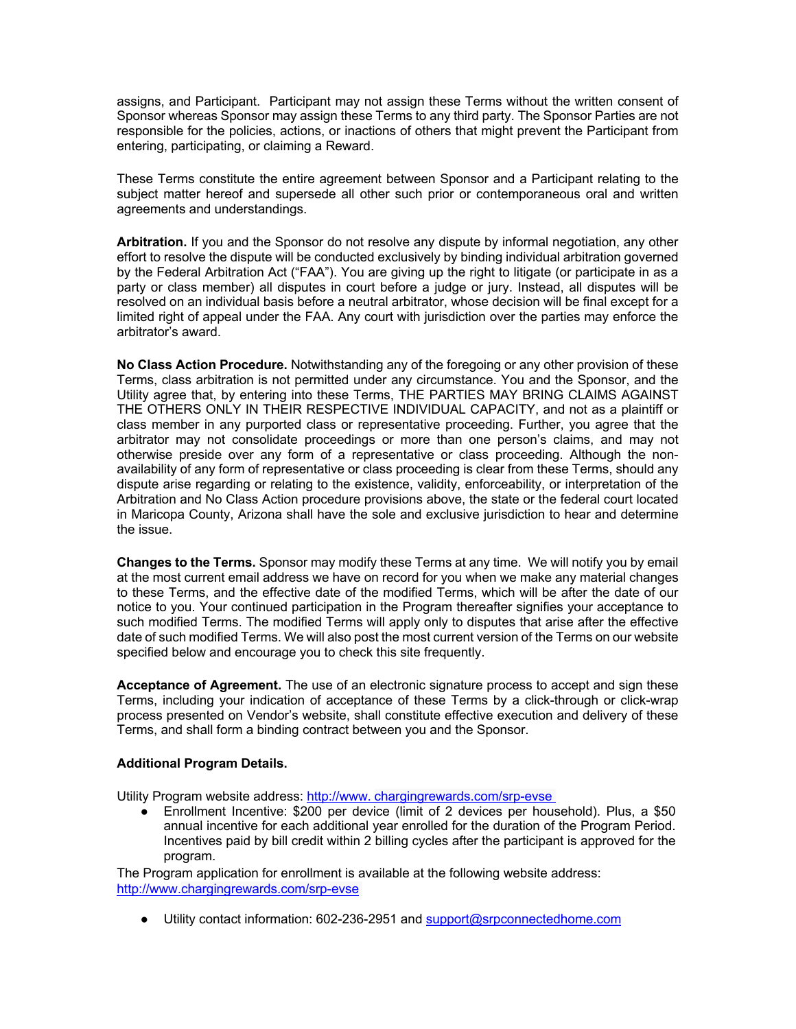assigns, and Participant. Participant may not assign these Terms without the written consent of Sponsor whereas Sponsor may assign these Terms to any third party. The Sponsor Parties are not responsible for the policies, actions, or inactions of others that might prevent the Participant from entering, participating, or claiming a Reward.

These Terms constitute the entire agreement between Sponsor and a Participant relating to the subject matter hereof and supersede all other such prior or contemporaneous oral and written agreements and understandings.

**Arbitration.** If you and the Sponsor do not resolve any dispute by informal negotiation, any other effort to resolve the dispute will be conducted exclusively by binding individual arbitration governed by the Federal Arbitration Act ("FAA"). You are giving up the right to litigate (or participate in as a party or class member) all disputes in court before a judge or jury. Instead, all disputes will be resolved on an individual basis before a neutral arbitrator, whose decision will be final except for a limited right of appeal under the FAA. Any court with jurisdiction over the parties may enforce the arbitrator's award.

**No Class Action Procedure.** Notwithstanding any of the foregoing or any other provision of these Terms, class arbitration is not permitted under any circumstance. You and the Sponsor, and the Utility agree that, by entering into these Terms, THE PARTIES MAY BRING CLAIMS AGAINST THE OTHERS ONLY IN THEIR RESPECTIVE INDIVIDUAL CAPACITY, and not as a plaintiff or class member in any purported class or representative proceeding. Further, you agree that the arbitrator may not consolidate proceedings or more than one person's claims, and may not otherwise preside over any form of a representative or class proceeding. Although the non-availability of any form of representative or class proceeding is clear from these Terms, should any dispute arise regarding or relating to the existence, validity, enforceability, or interpretation of the Arbitration and No Class Action procedure provisions above, the state or the federal court located in Maricopa County, Arizona shall have the sole and exclusive jurisdiction to hear and determine the issue.

**Changes to the Terms.** Sponsor may modify these Terms at any time. We will notify you by email at the most current email address we have on record for you when we make any material changes to these Terms, and the effective date of the modified Terms, which will be after the date of our notice to you. Your continued participation in the Program thereafter signifies your acceptance to such modified Terms. The modified Terms will apply only to disputes that arise after the effective date of such modified Terms. We will also post the most current version of the Terms on our website specified below and encourage you to check this site frequently.

**Acceptance of Agreement.** The use of an electronic signature process to accept and sign these Terms, including your indication of acceptance of these Terms by a click-through or click-wrap process presented on Vendor's website, shall constitute effective execution and delivery of these Terms, and shall form a binding contract between you and the Sponsor.

**Additional Program Details.**

Utility Program website address: [http://www. chargingrewards.com/srp-evse](http://www.chargingrewards.com/srp-evse)

- Enrollment Incentive: $200 per device (limit of 2 devices per household). Plus, a $50 annual incentive for each additional year enrolled for the duration of the Program Period. Incentives paid by bill credit within 2 billing cycles after the participant is approved for the program.

The Program application for enrollment is available at the following website address: [http://www.chargingrewards.com/srp-evse](http://www.chargingrewards.com/srp-evse)

- Utility contact information: 602-236-2951 and [support@srpconnectedhome.com](mailto:support@srpconnectedhome.com)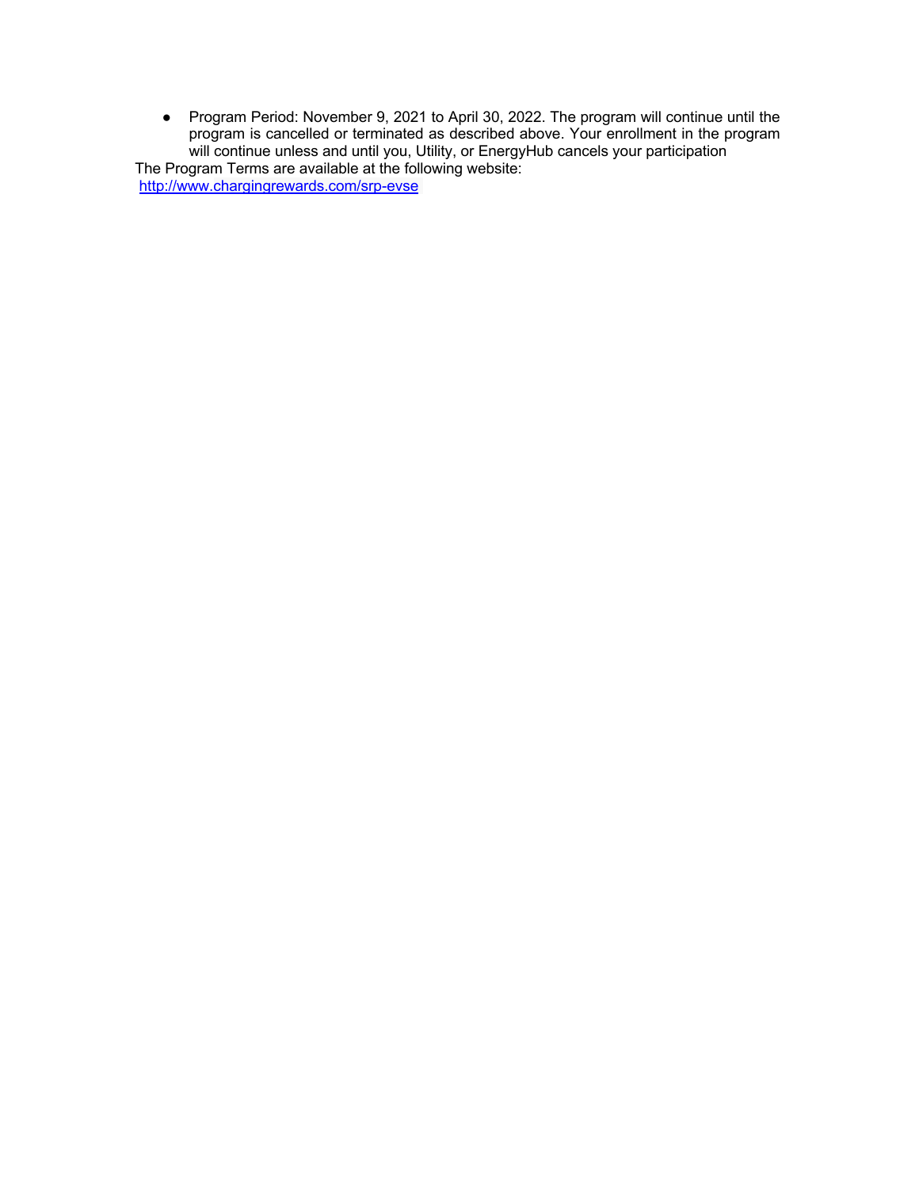- Program Period: November 9, 2021 to April 30, 2022. The program will continue until the program is cancelled or terminated as described above. Your enrollment in the program will continue unless and until you, Utility, or EnergyHub cancels your participation

The Program Terms are available at the following website:
[http://www.chargingrewards.com/srp-evse](http://www.chargingrewards.com/srp-evse)